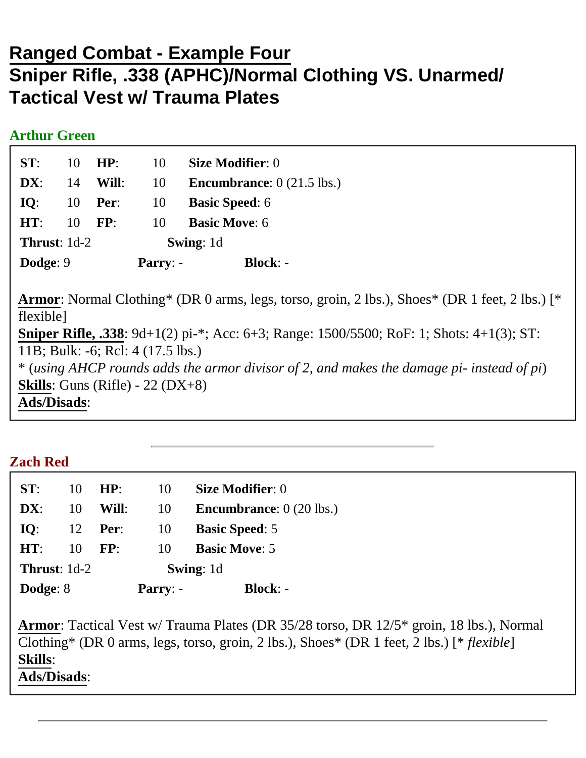# Ranged Combat - Example Four
## Sniper Rifle, .338 (APHC)/Normal Clothing VS. Unarmed/ Tactical Vest w/ Trauma Plates

### Arthur Green

| | | | | |
|---|---|---|---|---|
| **ST**: | 10 | **HP**: | 10 | **Size Modifier**: 0 |
| **DX**: | 14 | **Will**: | 10 | **Encumbrance**: 0 (21.5 lbs.) |
| **IQ**: | 10 | **Per**: | 10 | **Basic Speed**: 6 |
| **HT**: | 10 | **FP**: | 10 | **Basic Move**: 6 |

**Thrust**: 1d-2 **Swing**: 1d

**Dodge**: 9 **Parry**: - **Block**: -

**Armor**: Normal Clothing* (DR 0 arms, legs, torso, groin, 2 lbs.), Shoes* (DR 1 feet, 2 lbs.) [* flexible]
**Sniper Rifle, .338**: 9d+1(2) pi-*; Acc: 6+3; Range: 1500/5500; RoF: 1; Shots: 4+1(3); ST: 11B; Bulk: -6; Rcl: 4 (17.5 lbs.)
* (*using AHCP rounds adds the armor divisor of 2, and makes the damage pi- instead of pi*)
**Skills**: Guns (Rifle) - 22 (DX+8)
**Ads/Disads**:

---

### Zach Red

| | | | | |
|---|---|---|---|---|
| **ST**: | 10 | **HP**: | 10 | **Size Modifier**: 0 |
| **DX**: | 10 | **Will**: | 10 | **Encumbrance**: 0 (20 lbs.) |
| **IQ**: | 12 | **Per**: | 10 | **Basic Speed**: 5 |
| **HT**: | 10 | **FP**: | 10 | **Basic Move**: 5 |

**Thrust**: 1d-2 **Swing**: 1d

**Dodge**: 8 **Parry**: - **Block**: -

**Armor**: Tactical Vest w/ Trauma Plates (DR 35/28 torso, DR 12/5* groin, 18 lbs.), Normal Clothing* (DR 0 arms, legs, torso, groin, 2 lbs.), Shoes* (DR 1 feet, 2 lbs.) [* *flexible*]
**Skills**:
**Ads/Disads**:

---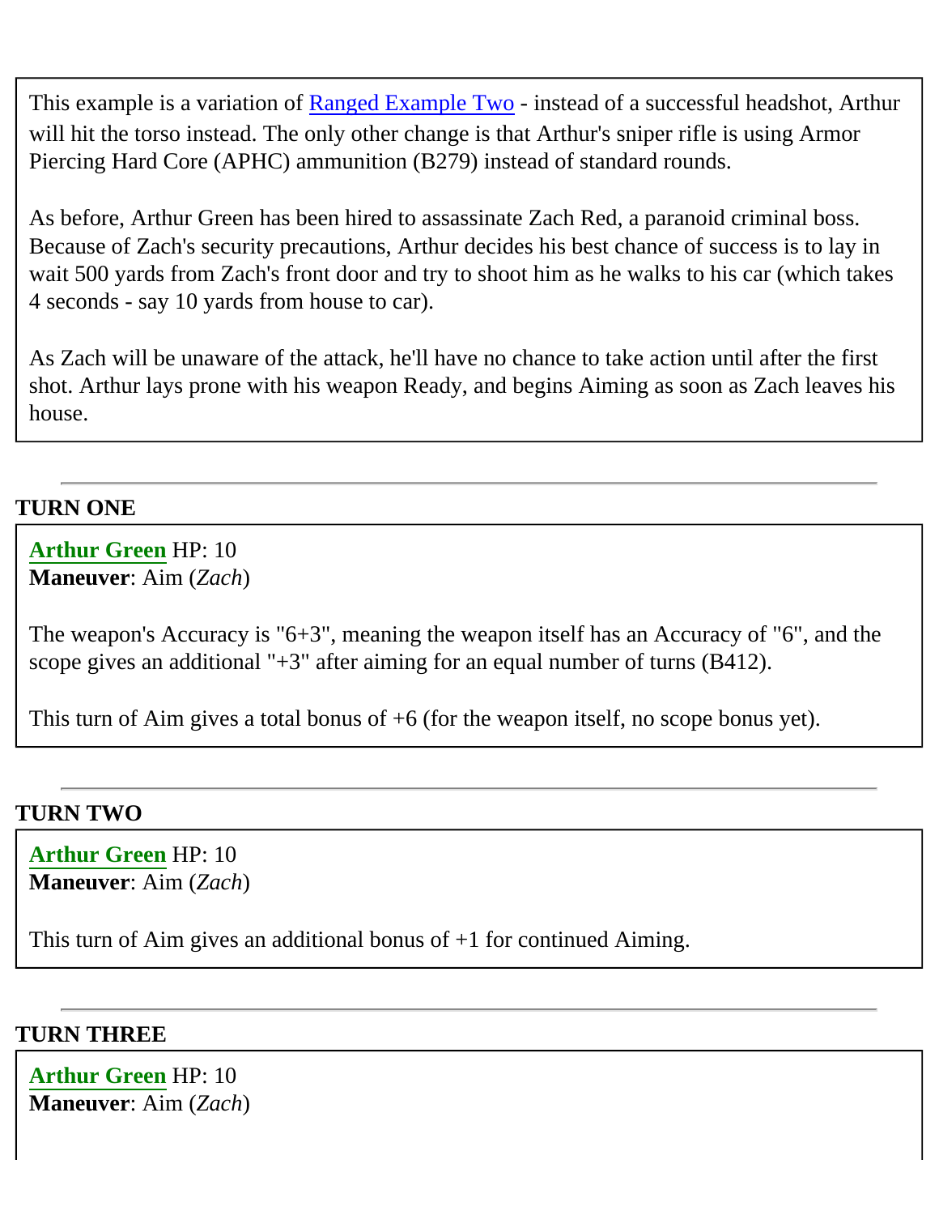This example is a variation of Ranged Example Two - instead of a successful headshot, Arthur will hit the torso instead. The only other change is that Arthur's sniper rifle is using Armor Piercing Hard Core (APHC) ammunition (B279) instead of standard rounds.

As before, Arthur Green has been hired to assassinate Zach Red, a paranoid criminal boss. Because of Zach's security precautions, Arthur decides his best chance of success is to lay in wait 500 yards from Zach's front door and try to shoot him as he walks to his car (which takes 4 seconds - say 10 yards from house to car).

As Zach will be unaware of the attack, he'll have no chance to take action until after the first shot. Arthur lays prone with his weapon Ready, and begins Aiming as soon as Zach leaves his house.

---

**TURN ONE**

**Arthur Green** HP: 10
**Maneuver**: Aim (*Zach*)

The weapon's Accuracy is "6+3", meaning the weapon itself has an Accuracy of "6", and the scope gives an additional "+3" after aiming for an equal number of turns (B412).

This turn of Aim gives a total bonus of +6 (for the weapon itself, no scope bonus yet).

---

**TURN TWO**

**Arthur Green** HP: 10
**Maneuver**: Aim (*Zach*)

This turn of Aim gives an additional bonus of +1 for continued Aiming.

---

**TURN THREE**

**Arthur Green** HP: 10
**Maneuver**: Aim (*Zach*)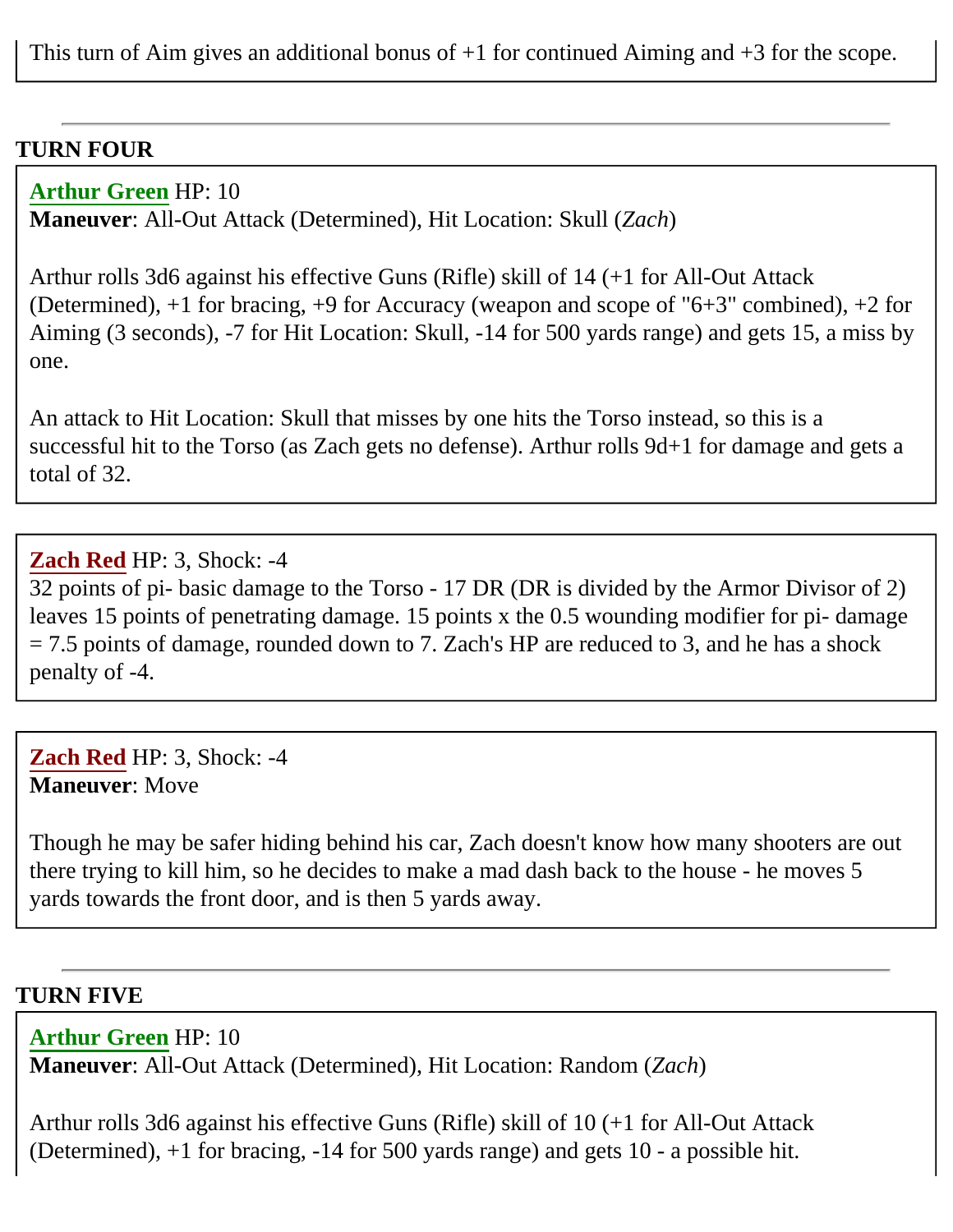This turn of Aim gives an additional bonus of +1 for continued Aiming and +3 for the scope.

---

**TURN FOUR**

**Arthur Green** HP: 10
**Maneuver**: All-Out Attack (Determined), Hit Location: Skull (*Zach*)

Arthur rolls 3d6 against his effective Guns (Rifle) skill of 14 (+1 for All-Out Attack (Determined), +1 for bracing, +9 for Accuracy (weapon and scope of "6+3" combined), +2 for Aiming (3 seconds), -7 for Hit Location: Skull, -14 for 500 yards range) and gets 15, a miss by one.

An attack to Hit Location: Skull that misses by one hits the Torso instead, so this is a successful hit to the Torso (as Zach gets no defense). Arthur rolls 9d+1 for damage and gets a total of 32.

**Zach Red** HP: 3, Shock: -4
32 points of pi- basic damage to the Torso - 17 DR (DR is divided by the Armor Divisor of 2) leaves 15 points of penetrating damage. 15 points x the 0.5 wounding modifier for pi- damage = 7.5 points of damage, rounded down to 7. Zach's HP are reduced to 3, and he has a shock penalty of -4.

**Zach Red** HP: 3, Shock: -4
**Maneuver**: Move

Though he may be safer hiding behind his car, Zach doesn't know how many shooters are out there trying to kill him, so he decides to make a mad dash back to the house - he moves 5 yards towards the front door, and is then 5 yards away.

---

**TURN FIVE**

**Arthur Green** HP: 10
**Maneuver**: All-Out Attack (Determined), Hit Location: Random (*Zach*)

Arthur rolls 3d6 against his effective Guns (Rifle) skill of 10 (+1 for All-Out Attack (Determined), +1 for bracing, -14 for 500 yards range) and gets 10 - a possible hit.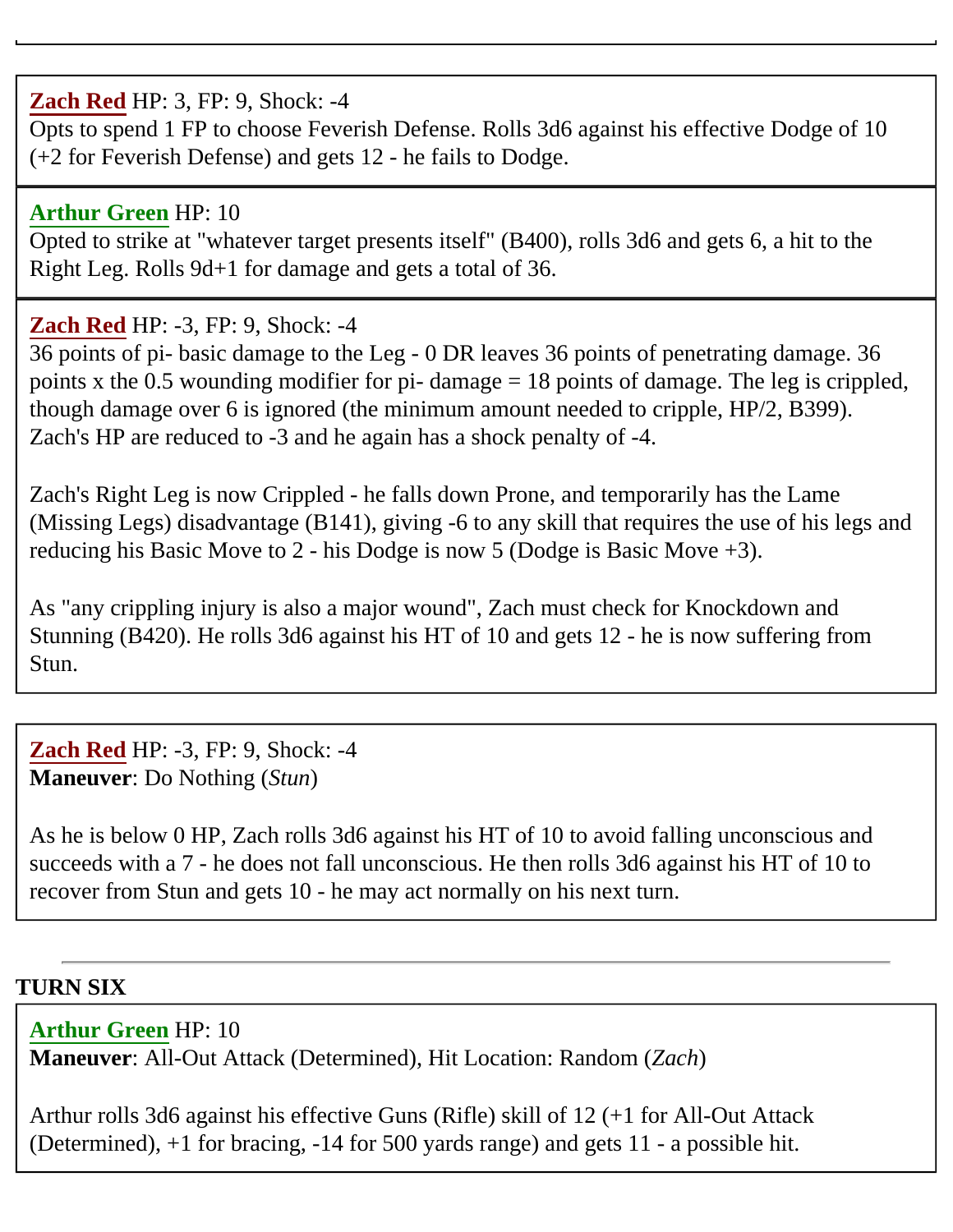---

**Zach Red** HP: 3, FP: 9, Shock: -4
Opts to spend 1 FP to choose Feverish Defense. Rolls 3d6 against his effective Dodge of 10 (+2 for Feverish Defense) and gets 12 - he fails to Dodge.

---

**Arthur Green** HP: 10
Opted to strike at "whatever target presents itself" (B400), rolls 3d6 and gets 6, a hit to the Right Leg. Rolls 9d+1 for damage and gets a total of 36.

---

**Zach Red** HP: -3, FP: 9, Shock: -4
36 points of pi- basic damage to the Leg - 0 DR leaves 36 points of penetrating damage. 36 points x the 0.5 wounding modifier for pi- damage = 18 points of damage. The leg is crippled, though damage over 6 is ignored (the minimum amount needed to cripple, HP/2, B399). Zach's HP are reduced to -3 and he again has a shock penalty of -4.

Zach's Right Leg is now Crippled - he falls down Prone, and temporarily has the Lame (Missing Legs) disadvantage (B141), giving -6 to any skill that requires the use of his legs and reducing his Basic Move to 2 - his Dodge is now 5 (Dodge is Basic Move +3).

As "any crippling injury is also a major wound", Zach must check for Knockdown and Stunning (B420). He rolls 3d6 against his HT of 10 and gets 12 - he is now suffering from Stun.

---

**Zach Red** HP: -3, FP: 9, Shock: -4
**Maneuver**: Do Nothing (*Stun*)

As he is below 0 HP, Zach rolls 3d6 against his HT of 10 to avoid falling unconscious and succeeds with a 7 - he does not fall unconscious. He then rolls 3d6 against his HT of 10 to recover from Stun and gets 10 - he may act normally on his next turn.

---

**TURN SIX**

**Arthur Green** HP: 10
**Maneuver**: All-Out Attack (Determined), Hit Location: Random (*Zach*)

Arthur rolls 3d6 against his effective Guns (Rifle) skill of 12 (+1 for All-Out Attack (Determined), +1 for bracing, -14 for 500 yards range) and gets 11 - a possible hit.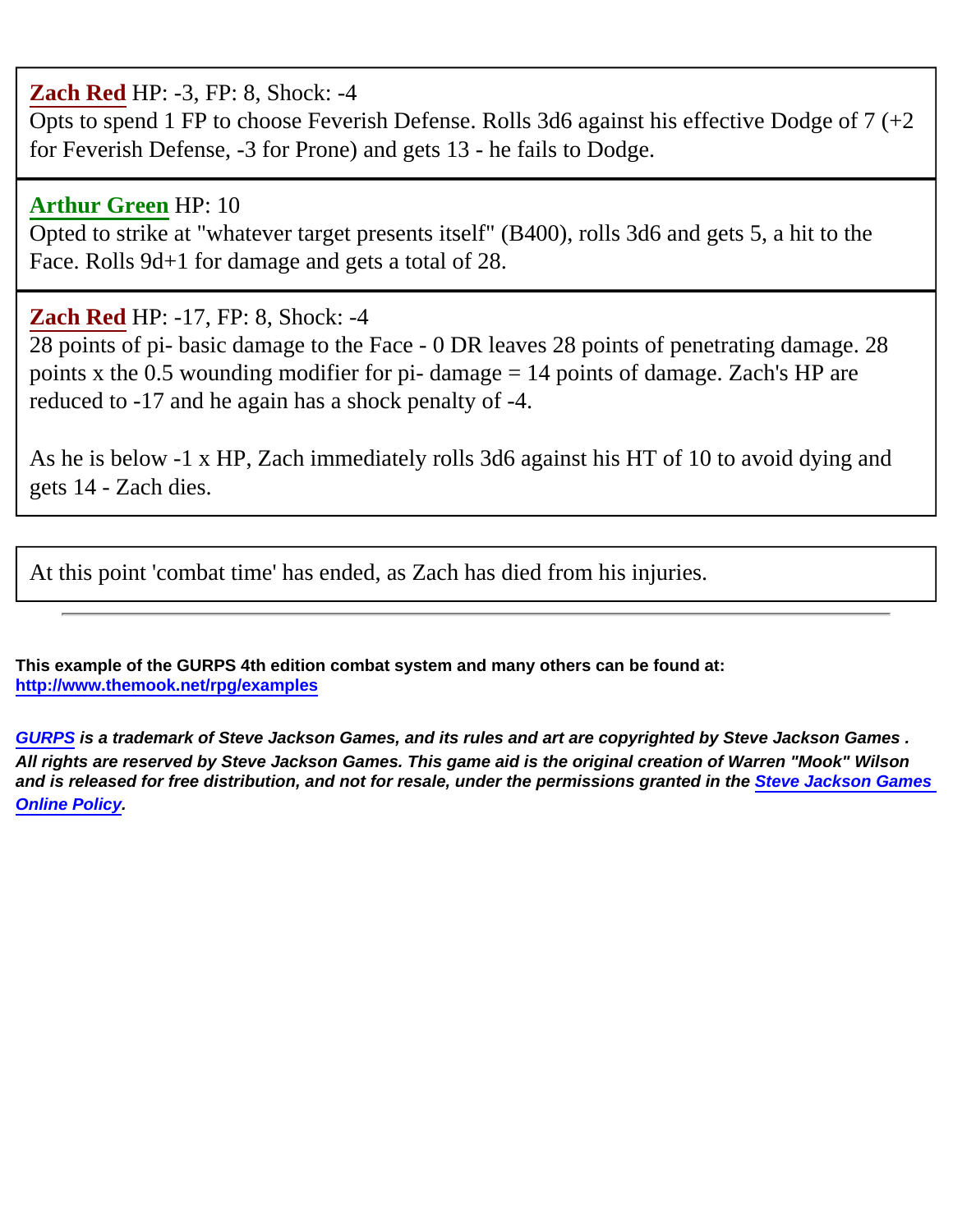**Zach Red** HP: -3, FP: 8, Shock: -4
Opts to spend 1 FP to choose Feverish Defense. Rolls 3d6 against his effective Dodge of 7 (+2 for Feverish Defense, -3 for Prone) and gets 13 - he fails to Dodge.

**Arthur Green** HP: 10
Opted to strike at "whatever target presents itself" (B400), rolls 3d6 and gets 5, a hit to the Face. Rolls 9d+1 for damage and gets a total of 28.

**Zach Red** HP: -17, FP: 8, Shock: -4
28 points of pi- basic damage to the Face - 0 DR leaves 28 points of penetrating damage. 28 points x the 0.5 wounding modifier for pi- damage = 14 points of damage. Zach's HP are reduced to -17 and he again has a shock penalty of -4.

As he is below -1 x HP, Zach immediately rolls 3d6 against his HT of 10 to avoid dying and gets 14 - Zach dies.

At this point 'combat time' has ended, as Zach has died from his injuries.

---

**This example of the GURPS 4th edition combat system and many others can be found at:**
**http://www.themook.net/rpg/examples**

***GURPS** is a trademark of Steve Jackson Games, and its rules and art are copyrighted by Steve Jackson Games . All rights are reserved by Steve Jackson Games. This game aid is the original creation of Warren "Mook" Wilson and is released for free distribution, and not for resale, under the permissions granted in the **Steve Jackson Games Online Policy**.*